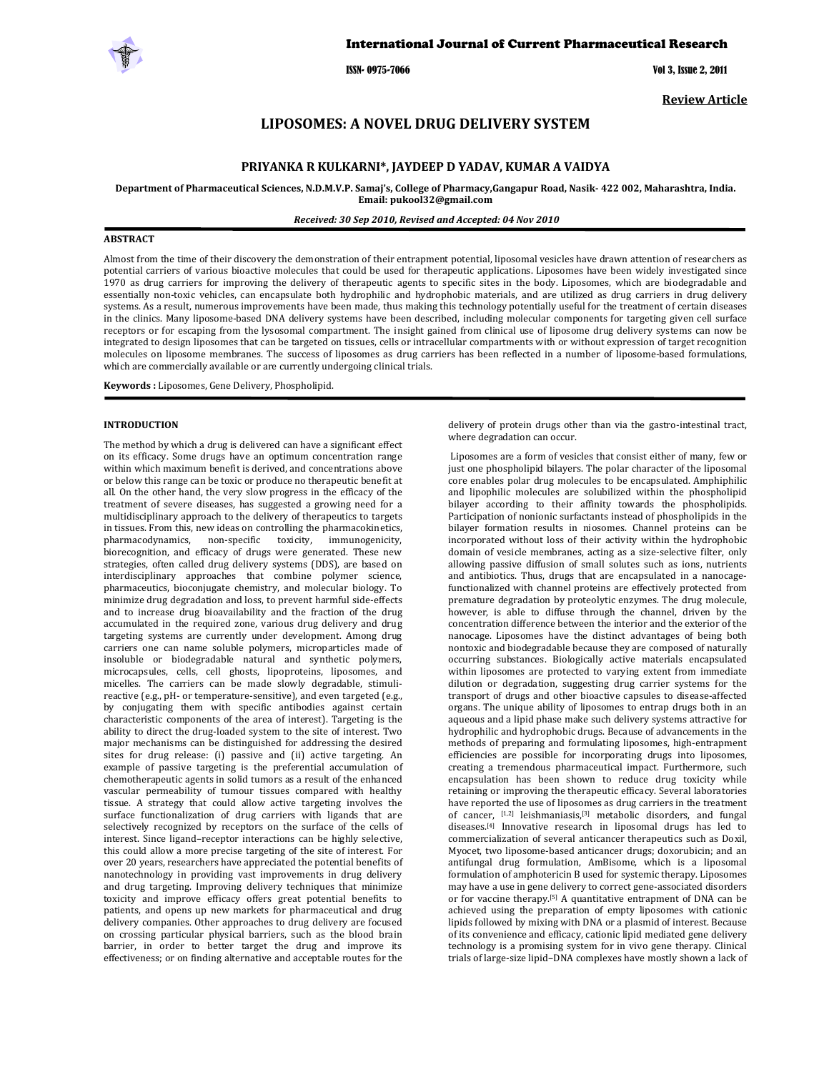**Review Article**

# LIPOSOMES: A NOVEL DRUG DELIVERY SYSTEM

**PRIYANKA R KULKARNI\*, JAYDEEP D YADAV, KUMAR A VAIDYA**

**Department of Pharmaceutical Sciences, N.D.M.V.P. Samaj's, College of Pharmacy,Gangapur Road, Nasik- 422 002, Maharashtra, India. Email: pukool32@gmail.com**

***Received: 30 Sep 2010, Revised and Accepted: 04 Nov 2010***

## ABSTRACT

Almost from the time of their discovery the demonstration of their entrapment potential, liposomal vesicles have drawn attention of researchers as potential carriers of various bioactive molecules that could be used for therapeutic applications. Liposomes have been widely investigated since 1970 as drug carriers for improving the delivery of therapeutic agents to specific sites in the body. Liposomes, which are biodegradable and essentially non-toxic vehicles, can encapsulate both hydrophilic and hydrophobic materials, and are utilized as drug carriers in drug delivery systems. As a result, numerous improvements have been made, thus making this technology potentially useful for the treatment of certain diseases in the clinics. Many liposome-based DNA delivery systems have been described, including molecular components for targeting given cell surface receptors or for escaping from the lysosomal compartment. The insight gained from clinical use of liposome drug delivery systems can now be integrated to design liposomes that can be targeted on tissues, cells or intracellular compartments with or without expression of target recognition molecules on liposome membranes. The success of liposomes as drug carriers has been reflected in a number of liposome-based formulations, which are commercially available or are currently undergoing clinical trials.

**Keywords :** Liposomes, Gene Delivery, Phospholipid.

## INTRODUCTION

The method by which a drug is delivered can have a significant effect on its efficacy. Some drugs have an optimum concentration range within which maximum benefit is derived, and concentrations above or below this range can be toxic or produce no therapeutic benefit at all. On the other hand, the very slow progress in the efficacy of the treatment of severe diseases, has suggested a growing need for a multidisciplinary approach to the delivery of therapeutics to targets in tissues. From this, new ideas on controlling the pharmacokinetics, pharmacodynamics, non-specific toxicity, immunogenicity, biorecognition, and efficacy of drugs were generated. These new strategies, often called drug delivery systems (DDS), are based on interdisciplinary approaches that combine polymer science, pharmaceutics, bioconjugate chemistry, and molecular biology. To minimize drug degradation and loss, to prevent harmful side-effects and to increase drug bioavailability and the fraction of the drug accumulated in the required zone, various drug delivery and drug targeting systems are currently under development. Among drug carriers one can name soluble polymers, microparticles made of insoluble or biodegradable natural and synthetic polymers, microcapsules, cells, cell ghosts, lipoproteins, liposomes, and micelles. The carriers can be made slowly degradable, stimuli-reactive (e.g., pH- or temperature-sensitive), and even targeted (e.g., by conjugating them with specific antibodies against certain characteristic components of the area of interest). Targeting is the ability to direct the drug-loaded system to the site of interest. Two major mechanisms can be distinguished for addressing the desired sites for drug release: (i) passive and (ii) active targeting. An example of passive targeting is the preferential accumulation of chemotherapeutic agents in solid tumors as a result of the enhanced vascular permeability of tumour tissues compared with healthy tissue. A strategy that could allow active targeting involves the surface functionalization of drug carriers with ligands that are selectively recognized by receptors on the surface of the cells of interest. Since ligand–receptor interactions can be highly selective, this could allow a more precise targeting of the site of interest. For over 20 years, researchers have appreciated the potential benefits of nanotechnology in providing vast improvements in drug delivery and drug targeting. Improving delivery techniques that minimize toxicity and improve efficacy offers great potential benefits to patients, and opens up new markets for pharmaceutical and drug delivery companies. Other approaches to drug delivery are focused on crossing particular physical barriers, such as the blood brain barrier, in order to better target the drug and improve its effectiveness; or on finding alternative and acceptable routes for the delivery of protein drugs other than via the gastro-intestinal tract, where degradation can occur.

Liposomes are a form of vesicles that consist either of many, few or just one phospholipid bilayers. The polar character of the liposomal core enables polar drug molecules to be encapsulated. Amphiphilic and lipophilic molecules are solubilized within the phospholipid bilayer according to their affinity towards the phospholipids. Participation of nonionic surfactants instead of phospholipids in the bilayer formation results in niosomes. Channel proteins can be incorporated without loss of their activity within the hydrophobic domain of vesicle membranes, acting as a size-selective filter, only allowing passive diffusion of small solutes such as ions, nutrients and antibiotics. Thus, drugs that are encapsulated in a nanocage-functionalized with channel proteins are effectively protected from premature degradation by proteolytic enzymes. The drug molecule, however, is able to diffuse through the channel, driven by the concentration difference between the interior and the exterior of the nanocage. Liposomes have the distinct advantages of being both nontoxic and biodegradable because they are composed of naturally occurring substances. Biologically active materials encapsulated within liposomes are protected to varying extent from immediate dilution or degradation, suggesting drug carrier systems for the transport of drugs and other bioactive capsules to disease-affected organs. The unique ability of liposomes to entrap drugs both in an aqueous and a lipid phase make such delivery systems attractive for hydrophilic and hydrophobic drugs. Because of advancements in the methods of preparing and formulating liposomes, high-entrapment efficiencies are possible for incorporating drugs into liposomes, creating a tremendous pharmaceutical impact. Furthermore, such encapsulation has been shown to reduce drug toxicity while retaining or improving the therapeutic efficacy. Several laboratories have reported the use of liposomes as drug carriers in the treatment of cancer, [1,2] leishmaniasis,[3] metabolic disorders, and fungal diseases.[4] Innovative research in liposomal drugs has led to commercialization of several anticancer therapeutics such as Doxil, Myocet, two liposome-based anticancer drugs; doxorubicin; and an antifungal drug formulation, AmBisome, which is a liposomal formulation of amphotericin B used for systemic therapy. Liposomes may have a use in gene delivery to correct gene-associated disorders or for vaccine therapy.[5] A quantitative entrapment of DNA can be achieved using the preparation of empty liposomes with cationic lipids followed by mixing with DNA or a plasmid of interest. Because of its convenience and efficacy, cationic lipid mediated gene delivery technology is a promising system for in vivo gene therapy. Clinical trials of large-size lipid–DNA complexes have mostly shown a lack of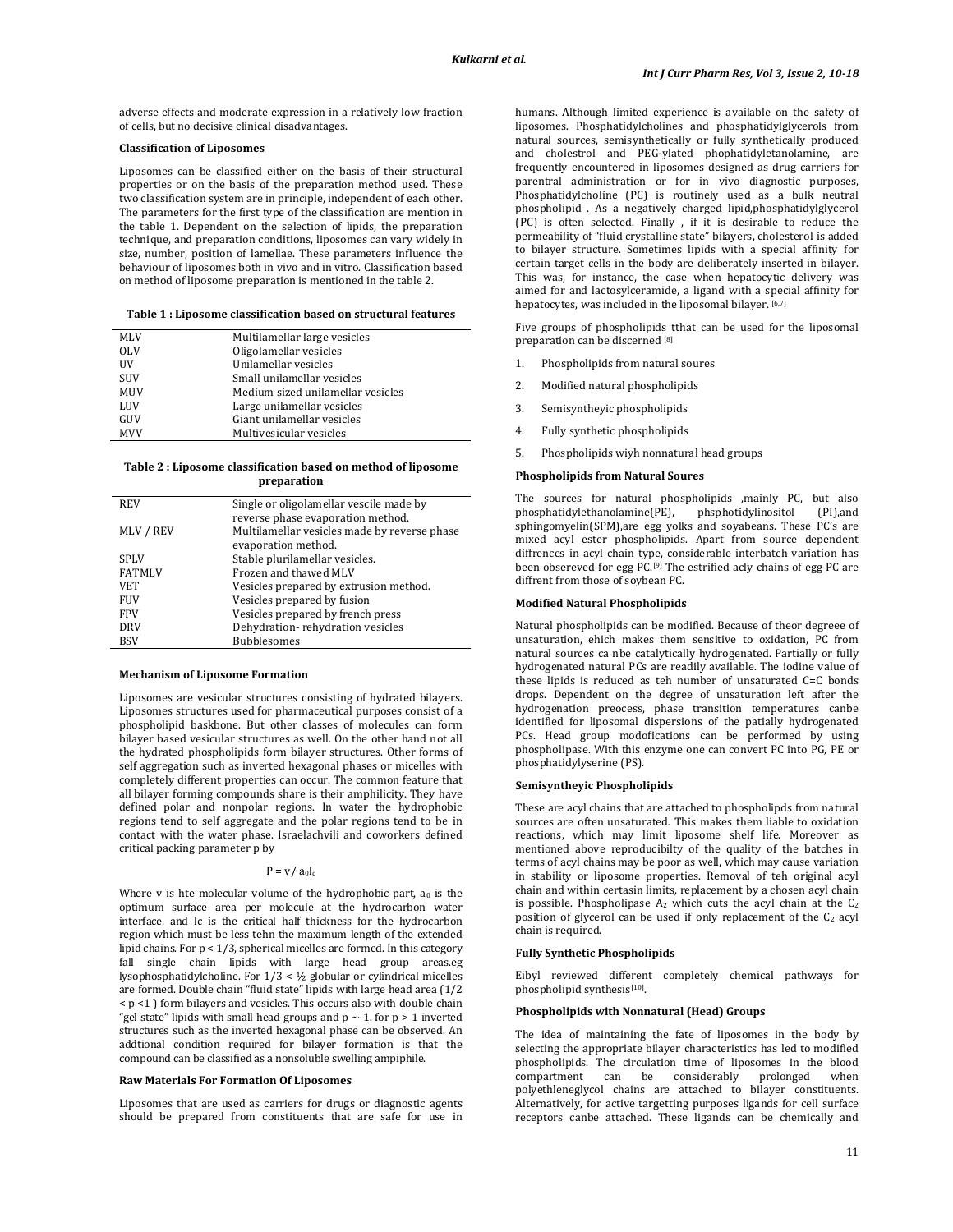adverse effects and moderate expression in a relatively low fraction of cells, but no decisive clinical disadvantages.

**Classification of Liposomes**

Liposomes can be classified either on the basis of their structural properties or on the basis of the preparation method used. These two classification system are in principle, independent of each other. The parameters for the first type of the classification are mention in the table 1. Dependent on the selection of lipids, the preparation technique, and preparation conditions, liposomes can vary widely in size, number, position of lamellae. These parameters influence the behaviour of liposomes both in vivo and in vitro. Classification based on method of liposome preparation is mentioned in the table 2.

**Table 1 : Liposome classification based on structural features**

| | |
|---|---|
| MLV | Multilamellar large vesicles |
| OLV | Oligolamellar vesicles |
| UV | Unilamellar vesicles |
| SUV | Small unilamellar vesicles |
| MUV | Medium sized unilamellar vesicles |
| LUV | Large unilamellar vesicles |
| GUV | Giant unilamellar vesicles |
| MVV | Multivesicular vesicles |

**Table 2 : Liposome classification based on method of liposome preparation**

| | |
|---|---|
| REV | Single or oligolamellar vesicle made by reverse phase evaporation method. |
| MLV / REV | Multilamellar vesicles made by reverse phase evaporation method. |
| SPLV | Stable plurilamellar vesicles. |
| FATMLV | Frozen and thawed MLV |
| VET | Vesicles prepared by extrusion method. |
| FUV | Vesicles prepared by fusion |
| FPV | Vesicles prepared by french press |
| DRV | Dehydration- rehydration vesicles |
| BSV | Bubblesomes |

**Mechanism of Liposome Formation**

Liposomes are vesicular structures consisting of hydrated bilayers. Liposomes structures used for pharmaceutical purposes consist of a phospholipid baskbone. But other classes of molecules can form bilayer based vesicular structures as well. On the other hand not all the hydrated phospholipids form bilayer structures. Other forms of self aggregation such as inverted hexagonal phases or micelles with completely different properties can occur. The common feature that all bilayer forming compounds share is their amphilicity. They have defined polar and nonpolar regions. In water the hydrophobic regions tend to self aggregate and the polar regions tend to be in contact with the water phase. Israelachvili and coworkers defined critical packing parameter p by

$$P = v / a_0 l_c$$

Where v is hte molecular volume of the hydrophobic part, $a_0$ is the optimum surface area per molecule at the hydrocarbon water interface, and lc is the critical half thickness for the hydrocarbon region which must be less tehn the maximum length of the extended lipid chains. For $p < 1/3$, spherical micelles are formed. In this category fall single chain lipids with large head group areas.eg lysophosphatidylcholine. For $1/3 < ½$ globular or cylindrical micelles are formed. Double chain "fluid state" lipids with large head area ($1/2 < p < 1$ ) form bilayers and vesicles. This occurs also with double chain "gel state" lipids with small head groups and $p \sim 1$. for $p > 1$ inverted structures such as the inverted hexagonal phase can be observed. An addtional condition required for bilayer formation is that the compound can be classified as a nonsoluble swelling ampiphile.

**Raw Materials For Formation Of Liposomes**

Liposomes that are used as carriers for drugs or diagnostic agents should be prepared from constituents that are safe for use in humans. Although limited experience is available on the safety of liposomes. Phosphatidylcholines and phosphatidylglycerols from natural sources, semisynthetically or fully synthetically produced and cholestrol and PEG-ylated phophatidyletanolamine, are frequently encountered in liposomes designed as drug carriers for parentral administration or for in vivo diagnostic purposes, Phosphatidylcholine (PC) is routinely used as a bulk neutral phospholipid . As a negatively charged lipid,phosphatidylglycerol (PC) is often selected. Finally , if it is desirable to reduce the permeability of "fluid crystalline state" bilayers, cholesterol is added to bilayer structure. Sometimes lipids with a special affinity for certain target cells in the body are deliberately inserted in bilayer. This was, for instance, the case when hepatocytic delivery was aimed for and lactosylceramide, a ligand with a special affinity for hepatocytes, was included in the liposomal bilayer. [6,7]

Five groups of phospholipids tthat can be used for the liposomal preparation can be discerned [8]

1. Phospholipids from natural soures
2. Modified natural phospholipids
3. Semisyntheyic phospholipids
4. Fully synthetic phospholipids
5. Phospholipids wiyh nonnatural head groups

**Phospholipids from Natural Soures**

The sources for natural phospholipids ,mainly PC, but also phosphatidylethanolamine(PE), phsphotidylinositol (PI),and sphingomyelin(SPM),are egg yolks and soyabeans. These PC's are mixed acyl ester phospholipids. Apart from source dependent diffrences in acyl chain type, considerable interbatch variation has been obsereved for egg PC.[9] The estrified acly chains of egg PC are diffrent from those of soybean PC.

**Modified Natural Phospholipids**

Natural phospholipids can be modified. Because of theor degreee of unsaturation, ehich makes them sensitive to oxidation, PC from natural sources ca nbe catalytically hydrogenated. Partially or fully hydrogenated natural PCs are readily available. The iodine value of these lipids is reduced as teh number of unsaturated C=C bonds drops. Dependent on the degree of unsaturation left after the hydrogenation preocess, phase transition temperatures canbe identified for liposomal dispersions of the patially hydrogenated PCs. Head group modofications can be performed by using phospholipase. With this enzyme one can convert PC into PG, PE or phosphatidylyserine (PS).

**Semisyntheyic Phospholipids**

These are acyl chains that are attached to phospholipds from natural sources are often unsaturated. This makes them liable to oxidation reactions, which may limit liposome shelf life. Moreover as mentioned above reproducibilty of the quality of the batches in terms of acyl chains may be poor as well, which may cause variation in stability or liposome properties. Removal of teh original acyl chain and within certasin limits, replacement by a chosen acyl chain is possible. Phospholipase $A_2$ which cuts the acyl chain at the $C_2$ position of glycerol can be used if only replacement of the $C_2$ acyl chain is required.

**Fully Synthetic Phospholipids**

Eibyl reviewed different completely chemical pathways for phospholipid synthesis[10].

**Phospholipids with Nonnatural (Head) Groups**

The idea of maintaining the fate of liposomes in the body by selecting the appropriate bilayer characteristics has led to modified phospholipids. The circulation time of liposomes in the blood compartment can be considerably prolonged when polyethleneglycol chains are attached to bilayer constituents. Alternatively, for active targetting purposes ligands for cell surface receptors canbe attached. These ligands can be chemically and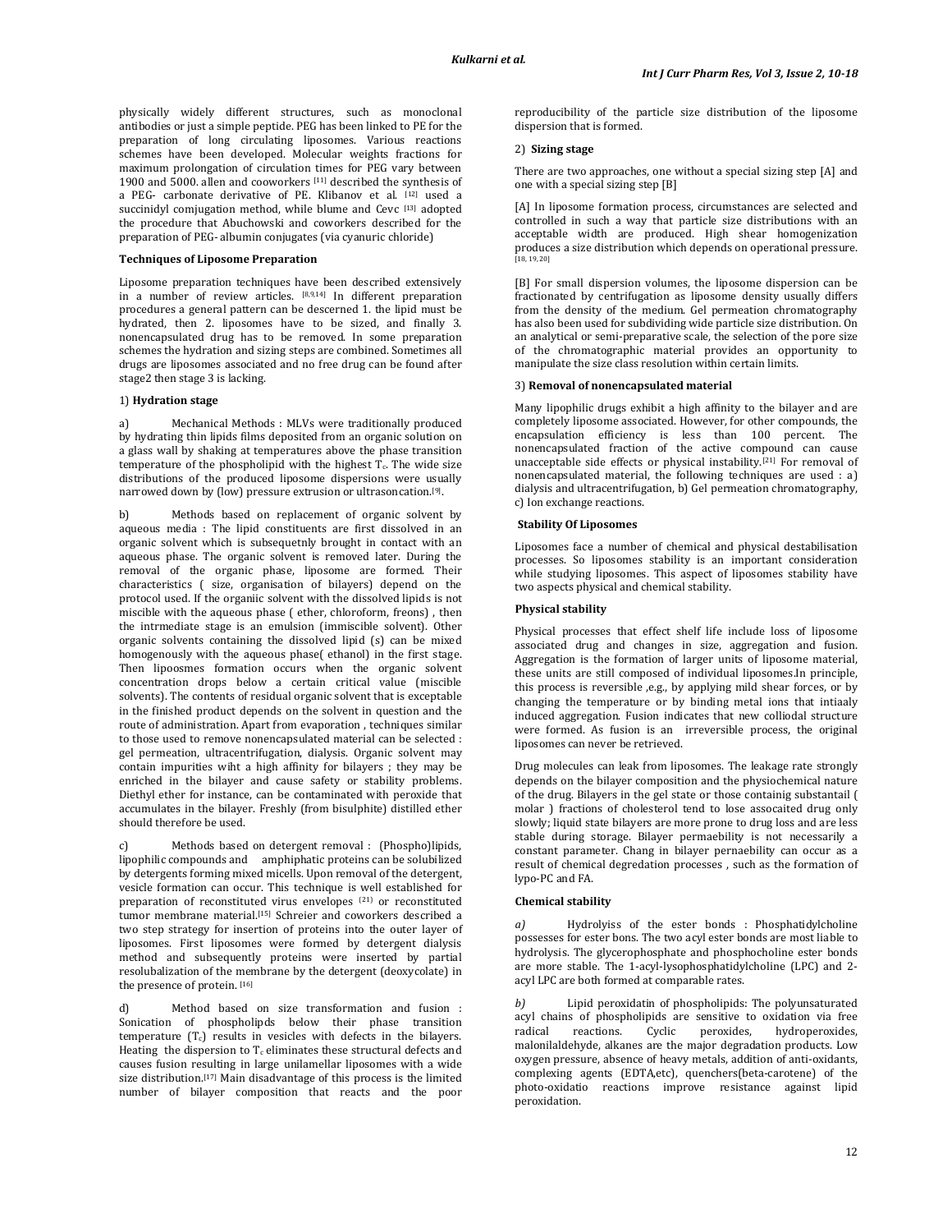physically widely different structures, such as monoclonal antibodies or just a simple peptide. PEG has been linked to PE for the preparation of long circulating liposomes. Various reactions schemes have been developed. Molecular weights fractions for maximum prolongation of circulation times for PEG vary between 1900 and 5000. allen and cooworkers [11] described the synthesis of a PEG- carbonate derivative of PE. Klibanov et al. [12] used a succinidyl comjugation method, while blume and Cevc [13] adopted the procedure that Abuchowski and coworkers described for the preparation of PEG- albumin conjugates (via cyanuric chloride)

**Techniques of Liposome Preparation**

Liposome preparation techniques have been described extensively in a number of review articles. [8,9,14] In different preparation procedures a general pattern can be descerned 1. the lipid must be hydrated, then 2. liposomes have to be sized, and finally 3. nonencapsulated drug has to be removed. In some preparation schemes the hydration and sizing steps are combined. Sometimes all drugs are liposomes associated and no free drug can be found after stage2 then stage 3 is lacking.

1) **Hydration stage**

a) Mechanical Methods : MLVs were traditionally produced by hydrating thin lipids films deposited from an organic solution on a glass wall by shaking at temperatures above the phase transition temperature of the phospholipid with the highest $T_c$. The wide size distributions of the produced liposome dispersions were usually narrowed down by (low) pressure extrusion or ultrasoncation.[9].

b) Methods based on replacement of organic solvent by aqueous media : The lipid constituents are first dissolved in an organic solvent which is subsequetnly brought in contact with an aqueous phase. The organic solvent is removed later. During the removal of the organic phase, liposome are formed. Their characteristics ( size, organisation of bilayers) depend on the protocol used. If the organiic solvent with the dissolved lipids is not miscible with the aqueous phase ( ether, chloroform, freons) , then the intrmediate stage is an emulsion (immiscible solvent). Other organic solvents containing the dissolved lipid (s) can be mixed homogenously with the aqueous phase( ethanol) in the first stage. Then lipoosmes formation occurs when the organic solvent concentration drops below a certain critical value (miscible solvents). The contents of residual organic solvent that is exceptable in the finished product depends on the solvent in question and the route of administration. Apart from evaporation , techniques similar to those used to remove nonencapsulated material can be selected : gel permeation, ultracentrifugation, dialysis. Organic solvent may contain impurities wiht a high affinity for bilayers ; they may be enriched in the bilayer and cause safety or stability problems. Diethyl ether for instance, can be contaminated with peroxide that accumulates in the bilayer. Freshly (from bisulphite) distilled ether should therefore be used.

c) Methods based on detergent removal : (Phospho)lipids, lipophilic compounds and amphiphatic proteins can be solubilized by detergents forming mixed micells. Upon removal of the detergent, vesicle formation can occur. This technique is well established for preparation of reconstituted virus envelopes (21) or reconstituted tumor membrane material.[15] Schreier and coworkers described a two step strategy for insertion of proteins into the outer layer of liposomes. First liposomes were formed by detergent dialysis method and subsequently proteins were inserted by partial resolubalization of the membrane by the detergent (deoxycolate) in the presence of protein. [16]

d) Method based on size transformation and fusion : Sonication of phospholipds below their phase transition temperature ($T_c$) results in vesicles with defects in the bilayers. Heating the dispersion to $T_c$ eliminates these structural defects and causes fusion resulting in large unilamellar liposomes with a wide size distribution.[17] Main disadvantage of this process is the limited number of bilayer composition that reacts and the poor reproducibility of the particle size distribution of the liposome dispersion that is formed.

2) **Sizing stage**

There are two approaches, one without a special sizing step [A] and one with a special sizing step [B]

[A] In liposome formation process, circumstances are selected and controlled in such a way that particle size distributions with an acceptable width are produced. High shear homogenization produces a size distribution which depends on operational pressure. [18, 19, 20]

[B] For small dispersion volumes, the liposome dispersion can be fractionated by centrifugation as liposome density usually differs from the density of the medium. Gel permeation chromatography has also been used for subdividing wide particle size distribution. On an analytical or semi-preparative scale, the selection of the pore size of the chromatographic material provides an opportunity to manipulate the size class resolution within certain limits.

3) **Removal of nonencapsulated material**

Many lipophilic drugs exhibit a high affinity to the bilayer and are completely liposome associated. However, for other compounds, the encapsulation efficiency is less than 100 percent. The nonencapsulated fraction of the active compound can cause unacceptable side effects or physical instability.[21] For removal of nonencapsulated material, the following techniques are used : a) dialysis and ultracentrifugation, b) Gel permeation chromatography, c) Ion exchange reactions.

**Stability Of Liposomes**

Liposomes face a number of chemical and physical destabilisation processes. So liposomes stability is an important consideration while studying liposomes. This aspect of liposomes stability have two aspects physical and chemical stability.

**Physical stability**

Physical processes that effect shelf life include loss of liposome associated drug and changes in size, aggregation and fusion. Aggregation is the formation of larger units of liposome material, these units are still composed of individual liposomes.In principle, this process is reversible ,e.g., by applying mild shear forces, or by changing the temperature or by binding metal ions that intiaaly induced aggregation. Fusion indicates that new colliodal structure were formed. As fusion is an irreversible process, the original liposomes can never be retrieved.

Drug molecules can leak from liposomes. The leakage rate strongly depends on the bilayer composition and the physiochemical nature of the drug. Bilayers in the gel state or those containig substantail ( molar ) fractions of cholesterol tend to lose assocaited drug only slowly; liquid state bilayers are more prone to drug loss and are less stable during storage. Bilayer permaebility is not necessarily a constant parameter. Chang in bilayer pernaebility can occur as a result of chemical degredation processes , such as the formation of lypo-PC and FA.

**Chemical stability**

*a)* Hydrolyiss of the ester bonds : Phosphatidylcholine possesses for ester bons. The two acyl ester bonds are most liable to hydrolysis. The glycerophosphate and phosphocholine ester bonds are more stable. The 1-acyl-lysophosphatidylcholine (LPC) and 2-acyl LPC are both formed at comparable rates.

*b)* Lipid peroxidatin of phospholipids: The polyunsaturated acyl chains of phospholipids are sensitive to oxidation via free radical reactions. Cyclic peroxides, hydroperoxides, malonilaldehyde, alkanes are the major degradation products. Low oxygen pressure, absence of heavy metals, addition of anti-oxidants, complexing agents (EDTA,etc), quenchers(beta-carotene) of the photo-oxidatio reactions improve resistance against lipid peroxidation.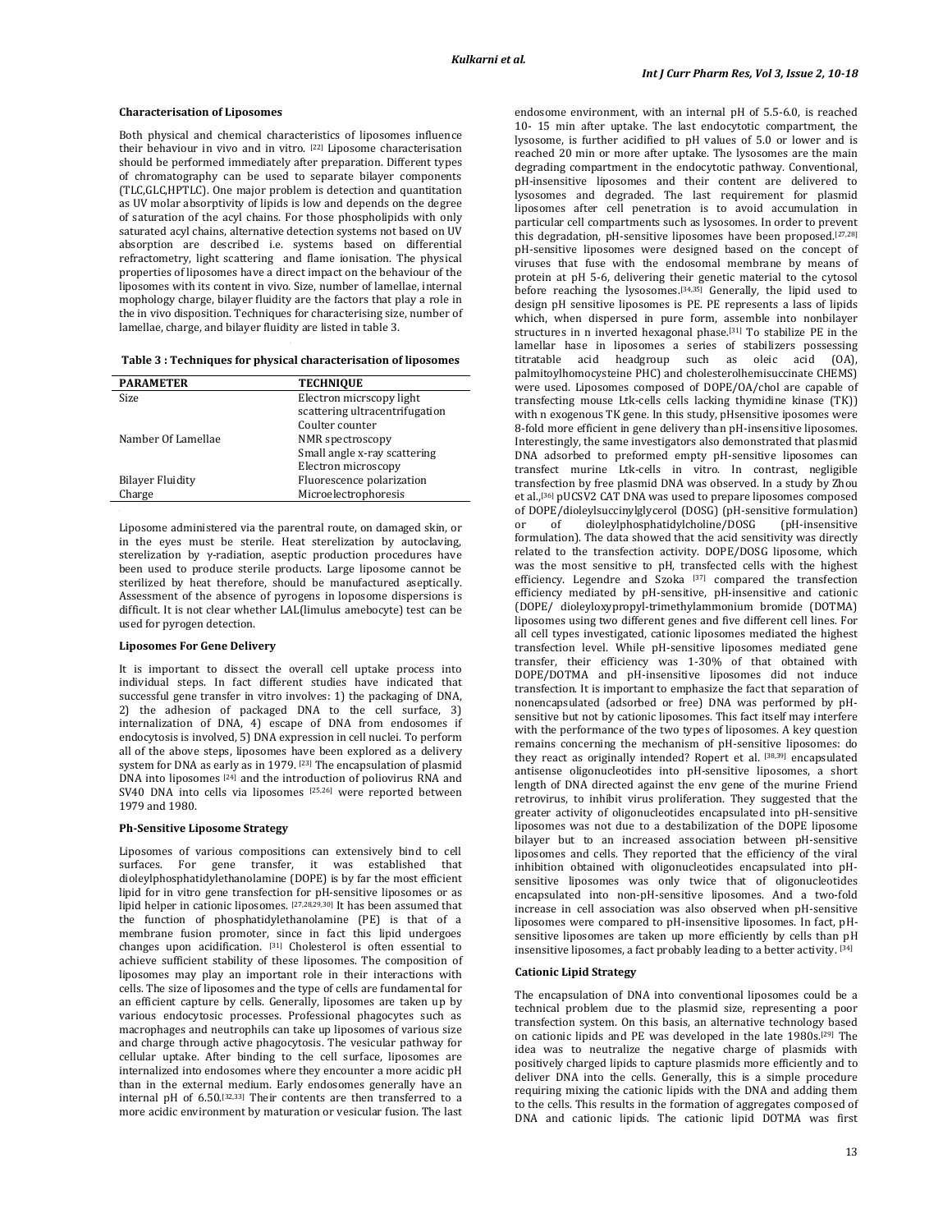### Characterisation of Liposomes

Both physical and chemical characteristics of liposomes influence their behaviour in vivo and in vitro. [22] Liposome characterisation should be performed immediately after preparation. Different types of chromatography can be used to separate bilayer components (TLC,GLC,HPTLC). One major problem is detection and quantitation as UV molar absorptivity of lipids is low and depends on the degree of saturation of the acyl chains. For those phospholipids with only saturated acyl chains, alternative detection systems not based on UV absorption are described i.e. systems based on differential refractometry, light scattering and flame ionisation. The physical properties of liposomes have a direct impact on the behaviour of the liposomes with its content in vivo. Size, number of lamellae, internal mophology charge, bilayer fluidity are the factors that play a role in the in vivo disposition. Techniques for characterising size, number of lamellae, charge, and bilayer fluidity are listed in table 3.

**Table 3 : Techniques for physical characterisation of liposomes**

| PARAMETER | TECHNIQUE |
|---|---|
| Size | Electron micrscopy light scattering ultracentrifugation Coulter counter |
| Namber Of Lamellae | NMR spectroscopy Small angle x-ray scattering Electron microscopy |
| Bilayer Fluidity | Fluorescence polarization |
| Charge | Microelectrophoresis |

Liposome administered via the parentral route, on damaged skin, or in the eyes must be sterile. Heat sterelization by autoclaving, sterelization by γ-radiation, aseptic production procedures have been used to produce sterile products. Large liposome cannot be sterilized by heat therefore, should be manufactured aseptically. Assessment of the absence of pyrogens in loposome dispersions is difficult. It is not clear whether LAL(limulus amebocyte) test can be used for pyrogen detection.

### Liposomes For Gene Delivery

It is important to dissect the overall cell uptake process into individual steps. In fact different studies have indicated that successful gene transfer in vitro involves: 1) the packaging of DNA, 2) the adhesion of packaged DNA to the cell surface, 3) internalization of DNA, 4) escape of DNA from endosomes if endocytosis is involved, 5) DNA expression in cell nuclei. To perform all of the above steps, liposomes have been explored as a delivery system for DNA as early as in 1979. [23] The encapsulation of plasmid DNA into liposomes [24] and the introduction of poliovirus RNA and SV40 DNA into cells via liposomes [25,26] were reported between 1979 and 1980.

### Ph-Sensitive Liposome Strategy

Liposomes of various compositions can extensively bind to cell surfaces. For gene transfer, it was established that dioleylphosphatidylethanolamine (DOPE) is by far the most efficient lipid for in vitro gene transfection for pH-sensitive liposomes or as lipid helper in cationic liposomes. [27,28,29,30] It has been assumed that the function of phosphatidylethanolamine (PE) is that of a membrane fusion promoter, since in fact this lipid undergoes changes upon acidification. [31] Cholesterol is often essential to achieve sufficient stability of these liposomes. The composition of liposomes may play an important role in their interactions with cells. The size of liposomes and the type of cells are fundamental for an efficient capture by cells. Generally, liposomes are taken up by various endocytosic processes. Professional phagocytes such as macrophages and neutrophils can take up liposomes of various size and charge through active phagocytosis. The vesicular pathway for cellular uptake. After binding to the cell surface, liposomes are internalized into endosomes where they encounter a more acidic pH than in the external medium. Early endosomes generally have an internal pH of 6.50.[32,33] Their contents are then transferred to a more acidic environment by maturation or vesicular fusion. The last endosome environment, with an internal pH of 5.5-6.0, is reached 10- 15 min after uptake. The last endocytotic compartment, the lysosome, is further acidified to pH values of 5.0 or lower and is reached 20 min or more after uptake. The lysosomes are the main degrading compartment in the endocytotic pathway. Conventional, pH-insensitive liposomes and their content are delivered to lysosomes and degraded. The last requirement for plasmid liposomes after cell penetration is to avoid accumulation in particular cell compartments such as lysosomes. In order to prevent this degradation, pH-sensitive liposomes have been proposed.[27,28] pH-sensitive liposomes were designed based on the concept of viruses that fuse with the endosomal membrane by means of protein at pH 5-6, delivering their genetic material to the cytosol before reaching the lysosomes.[34,35] Generally, the lipid used to design pH sensitive liposomes is PE. PE represents a lass of lipids which, when dispersed in pure form, assemble into nonbilayer structures in n inverted hexagonal phase.[31] To stabilize PE in the lamellar hase in liposomes a series of stabilizers possessing titratable acid headgroup such as oleic acid (OA), palmitoylhomocysteine PHC) and cholesterolhemisuccinate CHEMS) were used. Liposomes composed of DOPE/OA/chol are capable of transfecting mouse Ltk-cells cells lacking thymidine kinase (TK)) with n exogenous TK gene. In this study, pHsensitive iposomes were 8-fold more efficient in gene delivery than pH-insensitive liposomes. Interestingly, the same investigators also demonstrated that plasmid DNA adsorbed to preformed empty pH-sensitive liposomes can transfect murine Ltk-cells in vitro. In contrast, negligible transfection by free plasmid DNA was observed. In a study by Zhou et al.,[36] pUCSV2 CAT DNA was used to prepare liposomes composed of DOPE/dioleylsuccinylglycerol (DOSG) (pH-sensitive formulation) or of dioleylphosphatidylcholine/DOSG (pH-insensitive formulation). The data showed that the acid sensitivity was directly related to the transfection activity. DOPE/DOSG liposome, which was the most sensitive to pH, transfected cells with the highest efficiency. Legendre and Szoka [37] compared the transfection efficiency mediated by pH-sensitive, pH-insensitive and cationic (DOPE/ dioleyloxypropyl-trimethylammonium bromide (DOTMA) liposomes using two different genes and five different cell lines. For all cell types investigated, cationic liposomes mediated the highest transfection level. While pH-sensitive liposomes mediated gene transfer, their efficiency was 1-30% of that obtained with DOPE/DOTMA and pH-insensitive liposomes did not induce transfection. It is important to emphasize the fact that separation of nonencapsulated (adsorbed or free) DNA was performed by pH-sensitive but not by cationic liposomes. This fact itself may interfere with the performance of the two types of liposomes. A key question remains concerning the mechanism of pH-sensitive liposomes: do they react as originally intended? Ropert et al. [38,39] encapsulated antisense oligonucleotides into pH-sensitive liposomes, a short length of DNA directed against the env gene of the murine Friend retrovirus, to inhibit virus proliferation. They suggested that the greater activity of oligonucleotides encapsulated into pH-sensitive liposomes was not due to a destabilization of the DOPE liposome bilayer but to an increased association between pH-sensitive liposomes and cells. They reported that the efficiency of the viral inhibition obtained with oligonucleotides encapsulated into pH-sensitive liposomes was only twice that of oligonucleotides encapsulated into non-pH-sensitive liposomes. And a two-fold increase in cell association was also observed when pH-sensitive liposomes were compared to pH-insensitive liposomes. In fact, pH-sensitive liposomes are taken up more efficiently by cells than pH insensitive liposomes, a fact probably leading to a better activity. [34]

### Cationic Lipid Strategy

The encapsulation of DNA into conventional liposomes could be a technical problem due to the plasmid size, representing a poor transfection system. On this basis, an alternative technology based on cationic lipids and PE was developed in the late 1980s.[29] The idea was to neutralize the negative charge of plasmids with positively charged lipids to capture plasmids more efficiently and to deliver DNA into the cells. Generally, this is a simple procedure requiring mixing the cationic lipids with the DNA and adding them to the cells. This results in the formation of aggregates composed of DNA and cationic lipids. The cationic lipid DOTMA was first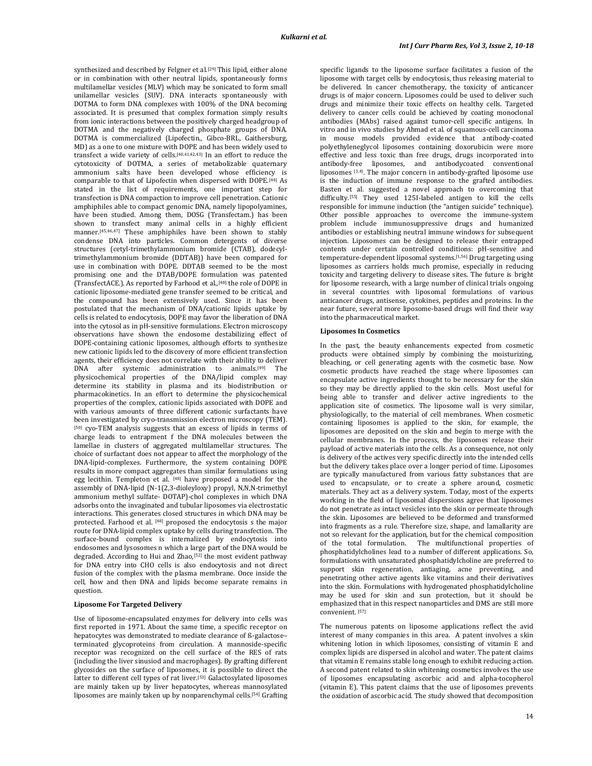synthesized and described by Felgner et al.[29] This lipid, either alone or in combination with other neutral lipids, spontaneously forms multilamellar vesicles (MLV) which may be sonicated to form small unilamellar vesicles (SUV). DNA interacts spontaneously with DOTMA to form DNA complexes with 100% of the DNA becoming associated. It is presumed that complex formation simply results from ionic interactions between the positively charged headgroup of DOTMA and the negatively charged phosphate groups of DNA. DOTMA is commercialized (Lipofectin., Gibco-BRL, Gaithersburg, MD) as a one to one mixture with DOPE and has been widely used to transfect a wide variety of cells.[40,41,42,43] In an effort to reduce the cytotoxicity of DOTMA, a series of metabolizable quaternary ammonium salts have been developed whose efficiency is comparable to that of Lipofectin when dispersed with DOPE.[44] As stated in the list of requirements, one important step for transfection is DNA compaction to improve cell penetration. Cationic amphiphiles able to compact genomic DNA, namely lipopolyamines, have been studied. Among them, DOSG (Transfectam.) has been shown to transfect many animal cells in a highly efficient manner.[45,46,47] These amphiphiles have been shown to stably condense DNA into particles. Common detergents of diverse structures (cetyl-trimethylammonium bromide (CTAB), dodecyl-trimethylammonium bromide (DDTAB)) have been compared for use in combination with DOPE. DDTAB seemed to be the most promising one and the DTAB/DOPE formulation was patented (TransfectACE.). As reported by Farhood et al.,[48] the role of DOPE in cationic liposome-mediated gene transfer seemed to be critical, and the compound has been extensively used. Since it has been postulated that the mechanism of DNA/cationic lipids uptake by cells is related to endocytosis, DOPE may favor the liberation of DNA into the cytosol as in pH-sensitive formulations. Electron microscopy observations have shown the endosome destabilizing effect of DOPE-containing cationic liposomes, although efforts to synthesize new cationic lipids led to the discovery of more efficient transfection agents, their efficiency does not correlate with their ability to deliver DNA after systemic administration to animals.[49] The physicochemical properties of the DNA/lipid complex may determine its stability in plasma and its biodistribution or pharmacokinetics. In an effort to determine the physicochemical properties of the complex, cationic lipids associated with DOPE and with various amounts of three different cationic surfactants have been investigated by cryo-transmission electron microscopy (TEM).[50] cyo-TEM analysis suggests that an excess of lipids in terms of charge leads to entrapment f the DNA molecules between the lamellae in clusters of aggregated multilamellar structures. The choice of surfactant does not appear to affect the morphology of the DNA-lipid-complexes. Furthermore, the system containing DOPE results in more compact aggregates than similar formulations using egg lecithin. Templeton et al. [48] have proposed a model for the assembly of DNA-lipid (N-1(2,3-dioleyloxy) propyl, N,N,N-trimethyl ammonium methyl sulfate- DOTAP)-chol complexes in which DNA adsorbs onto the invaginated and tubular liposomes via electrostatic interactions. This generates closed structures in which DNA may be protected. Farhood et al. [48] proposed the endocytosis s the major route for DNA-lipid complex uptake by cells during transfection. The surface-bound complex is internalized by endocytosis into endosomes and lysosomes n which a large part of the DNA would be degraded. According to Hui and Zhao,[52] the most evident pathway for DNA entry into CHO cells is also endocytosis and not direct fusion of the complex with the plasma membrane. Once inside the cell, how and then DNA and lipids become separate remains in question.

#### Liposome For Targeted Delivery

Use of liposome-encapsulated enzymes for delivery into cells was first reported in 1971. About the same time, a specific receptor on hepatocytes was demonstrated to mediate clearance of ß-galactose–terminated glycoproteins from circulation. A mannoside-specific receptor was recognized on the cell surface of the RES of rats (including the liver sinusiod and macrophages). By grafting different glycosides on the surface of liposomes, it is possible to direct the latter to different cell types of rat liver.[53] Galactosylated liposomes are mainly taken up by liver hepatocytes, whereas mannosylated liposomes are mainly taken up by nonparenchymal cells.[54] Grafting specific ligands to the liposome surface facilitates a fusion of the liposome with target cells by endocytosis, thus releasing material to be delivered. In cancer chemotherapy, the toxicity of anticancer drugs is of major concern. Liposomes could be used to deliver such drugs and minimize their toxic effects on healthy cells. Targeted delivery to cancer cells could be achieved by coating monoclonal antibodies (MAbs) raised against tumor-cell specific antigens. In vitro and in vivo studies by Ahmad et al. of squamous-cell carcinoma in mouse models provided evidence that antibody-coated polyethyleneglycol liposomes containing doxorubicin were more effective and less toxic than free drugs, drugs incorporated into antibody-free liposomes, and antibodycoated conventional liposomes [1,4]. The major concern in antibody-grafted liposome use is the induction of immune response to the grafted antibodies. Basten et al. suggested a novel approach to overcoming that difficulty.[55] They used 125I-labeled antigen to kill the cells responsible for immune induction (the "antigen suicide" technique). Other possible approaches to overcome the immune-system problem include immunosuppressive drugs and humanized antibodies or establishing neutral immune windows for subsequent injection. Liposomes can be designed to release their entrapped contents under certain controlled conditions: pH-sensitive and temperature-dependent liposomal systems.[1,56] Drug targeting using liposomes as carriers holds much promise, especially in reducing toxicity and targeting delivery to disease sites. The future is bright for liposome research, with a large number of clinical trials ongoing in several countries with liposomal formulations of various anticancer drugs, antisense, cytokines, peptides and proteins. In the near future, several more liposome-based drugs will find their way into the pharmaceutical market.

#### Liposomes In Cosmetics

In the past, the beauty enhancements expected from cosmetic products were obtained simply by combining the moisturizing, bleaching, or cell generating agents with the cosmetic base. Now cosmetic products have reached the stage where liposomes can encapsulate active ingredients thought to be necessary for the skin so they may be directly applied to the skin cells. Most useful for being able to transfer and deliver active ingredients to the application site of cosmetics. The liposome wall is very similar, physiologically, to the material of cell membranes. When cosmetic containing liposomes is applied to the skin, for example, the liposomes are deposited on the skin and begin to merge with the cellular membranes. In the process, the liposomes release their payload of active materials into the cells. As a consequence, not only is delivery of the actives very specific directly into the intended cells but the delivery takes place over a longer period of time. Liposomes are typically manufactured from various fatty substances that are used to encapsulate, or to create a sphere around, cosmetic materials. They act as a delivery system. Today, most of the experts working in the field of liposomal dispersions agree that liposomes do not penetrate as intact vesicles into the skin or permeate through the skin. Liposomes are believed to be deformed and transformed into fragments as a rule. Therefore size, shape, and lamallarity are not so relevant for the application, but for the chemical composition of the total formulation. The multifunctional properties of phosphatidylcholines lead to a number of different applications. So, formulations with unsaturated phosphatidylcholine are preferred to support skin regeneration, antiaging, acne preventing, and penetrating other active agents like vitamins and their derivatives into the skin. Formulations with hydrogenated phosphatidylcholine may be used for skin and sun protection, but it should be emphasized that in this respect nanoparticles and DMS are still more convenient. [57]

The numerous patents on liposome applications reflect the avid interest of many companies in this area. A patent involves a skin whitening lotion in which liposomes, consisting of vitamin E and complex lipids are dispersed in alcohol and water. The patent claims that vitamin E remains stable long enough to exhibit reducing action. A second patent related to skin whitening cosmetics involves the use of liposomes encapsulating ascorbic acid and alpha-tocopherol (vitamin E). This patent claims that the use of liposomes prevents the oxidation of ascorbic acid. The study showed that decomposition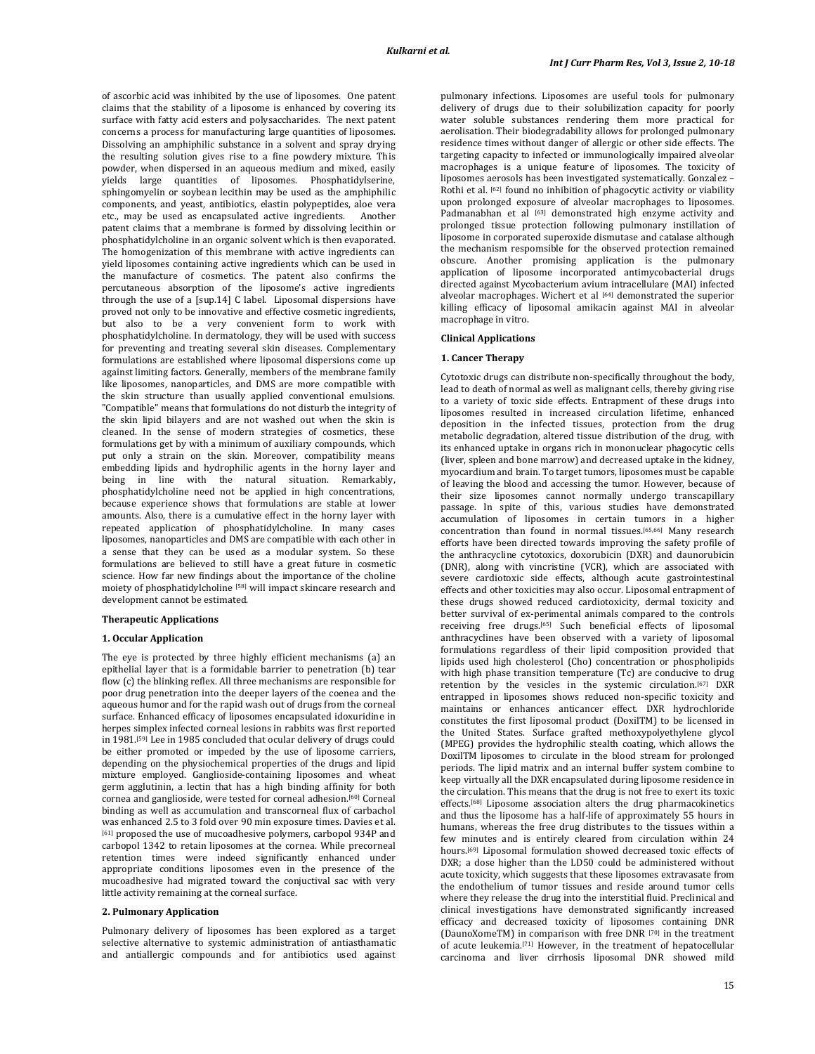of ascorbic acid was inhibited by the use of liposomes. One patent claims that the stability of a liposome is enhanced by covering its surface with fatty acid esters and polysaccharides. The next patent concerns a process for manufacturing large quantities of liposomes. Dissolving an amphiphilic substance in a solvent and spray drying the resulting solution gives rise to a fine powdery mixture. This powder, when dispersed in an aqueous medium and mixed, easily yields large quantities of liposomes. Phosphatidylserine, sphingomyelin or soybean lecithin may be used as the amphiphilic components, and yeast, antibiotics, elastin polypeptides, aloe vera etc., may be used as encapsulated active ingredients. Another patent claims that a membrane is formed by dissolving lecithin or phosphatidylcholine in an organic solvent which is then evaporated. The homogenization of this membrane with active ingredients can yield liposomes containing active ingredients which can be used in the manufacture of cosmetics. The patent also confirms the percutaneous absorption of the liposome's active ingredients through the use of a [sup.14] C label. Liposomal dispersions have proved not only to be innovative and effective cosmetic ingredients, but also to be a very convenient form to work with phosphatidylcholine. In dermatology, they will be used with success for preventing and treating several skin diseases. Complementary formulations are established where liposomal dispersions come up against limiting factors. Generally, members of the membrane family like liposomes, nanoparticles, and DMS are more compatible with the skin structure than usually applied conventional emulsions. "Compatible" means that formulations do not disturb the integrity of the skin lipid bilayers and are not washed out when the skin is cleaned. In the sense of modern strategies of cosmetics, these formulations get by with a minimum of auxiliary compounds, which put only a strain on the skin. Moreover, compatibility means embedding lipids and hydrophilic agents in the horny layer and being in line with the natural situation. Remarkably, phosphatidylcholine need not be applied in high concentrations, because experience shows that formulations are stable at lower amounts. Also, there is a cumulative effect in the horny layer with repeated application of phosphatidylcholine. In many cases liposomes, nanoparticles and DMS are compatible with each other in a sense that they can be used as a modular system. So these formulations are believed to still have a great future in cosmetic science. How far new findings about the importance of the choline moiety of phosphatidylcholine [58] will impact skincare research and development cannot be estimated.

### Therapeutic Applications

#### 1. Occular Application

The eye is protected by three highly efficient mechanisms (a) an epithelial layer that is a formidable barrier to penetration (b) tear flow (c) the blinking reflex. All three mechanisms are responsible for poor drug penetration into the deeper layers of the coenea and the aqueous humor and for the rapid wash out of drugs from the corneal surface. Enhanced efficacy of liposomes encapsulated idoxuridine in herpes simplex infected corneal lesions in rabbits was first reported in 1981.[59] Lee in 1985 concluded that ocular delivery of drugs could be either promoted or impeded by the use of liposome carriers, depending on the physiochemical properties of the drugs and lipid mixture employed. Ganglioside-containing liposomes and wheat germ agglutinin, a lectin that has a high binding affinity for both cornea and ganglioside, were tested for corneal adhesion.[60] Corneal binding as well as accumulation and transcorneal flux of carbachol was enhanced 2.5 to 3 fold over 90 min exposure times. Davies et al. [61] proposed the use of mucoadhesive polymers, carbopol 934P and carbopol 1342 to retain liposomes at the cornea. While precorneal retention times were indeed significantly enhanced under appropriate conditions liposomes even in the presence of the mucoadhesive had migrated toward the conjuctival sac with very little activity remaining at the corneal surface.

#### 2. Pulmonary Application

Pulmonary delivery of liposomes has been explored as a target selective alternative to systemic administration of antiasthamatic and antiallergic compounds and for antibiotics used against pulmonary infections. Liposomes are useful tools for pulmonary delivery of drugs due to their solubilization capacity for poorly water soluble substances rendering them more practical for aerolisation. Their biodegradability allows for prolonged pulmonary residence times without danger of allergic or other side effects. The targeting capacity to infected or immunologically impaired alveolar macrophages is a unique feature of liposomes. The toxicity of liposomes aerosols has been investigated systematically. Gonzalez – Rothi et al. [62] found no inhibition of phagocytic activity or viability upon prolonged exposure of alveolar macrophages to liposomes. Padmanabhan et al [63] demonstrated high enzyme activity and prolonged tissue protection following pulmonary instillation of liposome in corporated superoxide dismutase and catalase although the mechanism respomsible for the observed protection remained obscure. Another promising application is the pulmonary application of liposome incorporated antimycobacterial drugs directed against Mycobacterium avium intracellulare (MAI) infected alveolar macrophages. Wichert et al [64] demonstrated the superior killing efficacy of liposomal amikacin against MAI in alveolar macrophage in vitro.

### Clinical Applications

#### 1. Cancer Therapy

Cytotoxic drugs can distribute non-specifically throughout the body, lead to death of normal as well as malignant cells, thereby giving rise to a variety of toxic side effects. Entrapment of these drugs into liposomes resulted in increased circulation lifetime, enhanced deposition in the infected tissues, protection from the drug metabolic degradation, altered tissue distribution of the drug, with its enhanced uptake in organs rich in mononuclear phagocytic cells (liver, spleen and bone marrow) and decreased uptake in the kidney, myocardium and brain. To target tumors, liposomes must be capable of leaving the blood and accessing the tumor. However, because of their size liposomes cannot normally undergo transcapillary passage. In spite of this, various studies have demonstrated accumulation of liposomes in certain tumors in a higher concentration than found in normal tissues.[65,66] Many research efforts have been directed towards improving the safety profile of the anthracycline cytotoxics, doxorubicin (DXR) and daunorubicin (DNR), along with vincristine (VCR), which are associated with severe cardiotoxic side effects, although acute gastrointestinal effects and other toxicities may also occur. Liposomal entrapment of these drugs showed reduced cardiotoxicity, dermal toxicity and better survival of ex-perimental animals compared to the controls receiving free drugs.[65] Such beneficial effects of liposomal anthracyclines have been observed with a variety of liposomal formulations regardless of their lipid composition provided that lipids used high cholesterol (Cho) concentration or phospholipids with high phase transition temperature (Tc) are conducive to drug retention by the vesicles in the systemic circulation.[67] DXR entrapped in liposomes shows reduced non-specific toxicity and maintains or enhances anticancer effect. DXR hydrochloride constitutes the first liposomal product (DoxilTM) to be licensed in the United States. Surface grafted methoxypolyethylene glycol (MPEG) provides the hydrophilic stealth coating, which allows the DoxilTM liposomes to circulate in the blood stream for prolonged periods. The lipid matrix and an internal buffer system combine to keep virtually all the DXR encapsulated during liposome residence in the circulation. This means that the drug is not free to exert its toxic effects.[68] Liposome association alters the drug pharmacokinetics and thus the liposome has a half-life of approximately 55 hours in humans, whereas the free drug distributes to the tissues within a few minutes and is entirely cleared from circulation within 24 hours.[69] Liposomal formulation showed decreased toxic effects of DXR; a dose higher than the LD50 could be administered without acute toxicity, which suggests that these liposomes extravasate from the endothelium of tumor tissues and reside around tumor cells where they release the drug into the interstitial fluid. Preclinical and clinical investigations have demonstrated significantly increased efficacy and decreased toxicity of liposomes containing DNR (DaunoXomeTM) in comparison with free DNR [70] in the treatment of acute leukemia.[71] However, in the treatment of hepatocellular carcinoma and liver cirrhosis liposomal DNR showed mild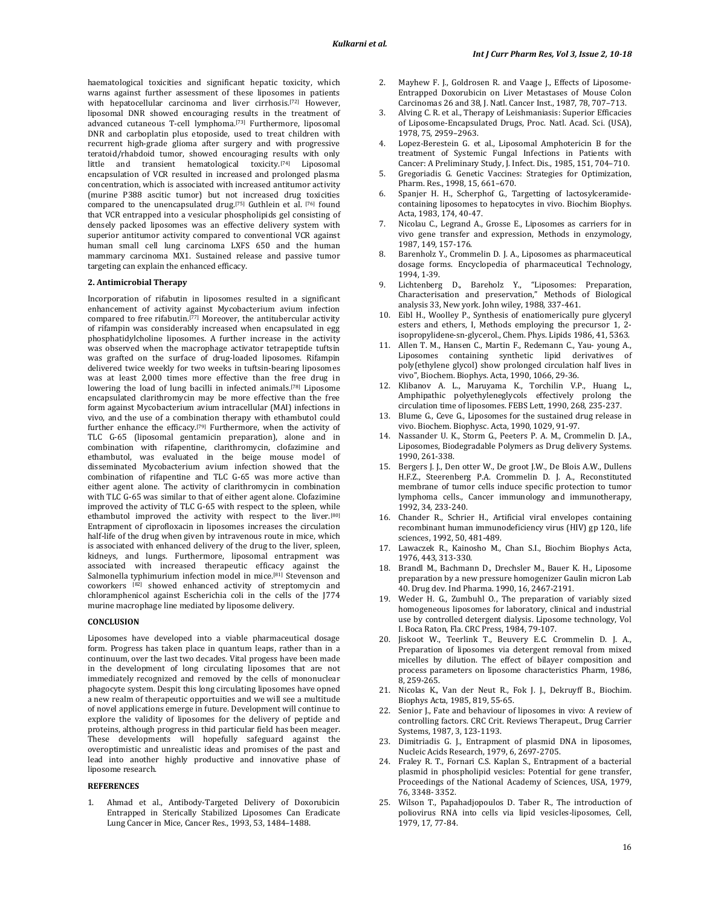haematological toxicities and significant hepatic toxicity, which warns against further assessment of these liposomes in patients with hepatocellular carcinoma and liver cirrhosis.[72] However, liposomal DNR showed encouraging results in the treatment of advanced cutaneous T-cell lymphoma.[73] Furthermore, liposomal DNR and carboplatin plus etoposide, used to treat children with recurrent high-grade glioma after surgery and with progressive teratoid/rhabdoid tumor, showed encouraging results with only little and transient hematological toxicity.[74] Liposomal encapsulation of VCR resulted in increased and prolonged plasma concentration, which is associated with increased antitumor activity (murine P388 ascitic tumor) but not increased drug toxicities compared to the unencapsulated drug.[75] Guthlein et al. [76] found that VCR entrapped into a vesicular phospholipids gel consisting of densely packed liposomes was an effective delivery system with superior antitumor activity compared to conventional VCR against human small cell lung carcinoma LXFS 650 and the human mammary carcinoma MX1. Sustained release and passive tumor targeting can explain the enhanced efficacy.

#### 2. Antimicrobial Therapy

Incorporation of rifabutin in liposomes resulted in a significant enhancement of activity against Mycobacterium avium infection compared to free rifabutin.[77] Moreover, the antitubercular activity of rifampin was considerably increased when encapsulated in egg phosphatidylcholine liposomes. A further increase in the activity was observed when the macrophage activator tetrapeptide tuftsin was grafted on the surface of drug-loaded liposomes. Rifampin delivered twice weekly for two weeks in tuftsin-bearing liposomes was at least 2,000 times more effective than the free drug in lowering the load of lung bacilli in infected animals.[78] Liposome encapsulated clarithromycin may be more effective than the free form against Mycobacterium avium intracellular (MAI) infections in vivo, and the use of a combination therapy with ethambutol could further enhance the efficacy.[79] Furthermore, when the activity of TLC G-65 (liposomal gentamicin preparation), alone and in combination with rifapentine, clarithromycin, clofazimine and ethambutol, was evaluated in the beige mouse model of disseminated Mycobacterium avium infection showed that the combination of rifapentine and TLC G-65 was more active than either agent alone. The activity of clarithromycin in combination with TLC G-65 was similar to that of either agent alone. Clofazimine improved the activity of TLC G-65 with respect to the spleen, while ethambutol improved the activity with respect to the liver.[80] Entrapment of ciprofloxacin in liposomes increases the circulation half-life of the drug when given by intravenous route in mice, which is associated with enhanced delivery of the drug to the liver, spleen, kidneys, and lungs. Furthermore, liposomal entrapment was associated with increased therapeutic efficacy against the Salmonella typhimurium infection model in mice.[81] Stevenson and coworkers [82] showed enhanced activity of streptomycin and chloramphenicol against Escherichia coli in the cells of the J774 murine macrophage line mediated by liposome delivery.

## CONCLUSION

Liposomes have developed into a viable pharmaceutical dosage form. Progress has taken place in quantum leaps, rather than in a continuum, over the last two decades. Vital progess have been made in the development of long circulating liposomes that are not immediately recognized and removed by the cells of mononuclear phagocyte system. Despit this long circulating liposomes have opned a new realm of therapeutic opportuties and we will see a multitude of novel applications emerge in future. Development will continue to explore the validity of liposomes for the delivery of peptide and proteins, although progress in thid particular field has been meager. These developments will hopefully safeguard against the overoptimistic and unrealistic ideas and promises of the past and lead into another highly productive and innovative phase of liposome research.

## REFERENCES

1. Ahmad et al., Antibody-Targeted Delivery of Doxorubicin Entrapped in Sterically Stabilized Liposomes Can Eradicate Lung Cancer in Mice, Cancer Res., 1993, 53, 1484–1488.
2. Mayhew F. J., Goldrosen R. and Vaage J., Effects of Liposome-Entrapped Doxorubicin on Liver Metastases of Mouse Colon Carcinomas 26 and 38, J. Natl. Cancer Inst., 1987, 78, 707–713.
3. Alving C. R. et al., Therapy of Leishmaniasis: Superior Efficacies of Liposome-Encapsulated Drugs, Proc. Natl. Acad. Sci. (USA), 1978, 75, 2959–2963.
4. Lopez-Berestein G. et al., Liposomal Amphotericin B for the treatment of Systemic Fungal Infections in Patients with Cancer: A Preliminary Study, J. Infect. Dis., 1985, 151, 704–710.
5. Gregoriadis G. Genetic Vaccines: Strategies for Optimization, Pharm. Res., 1998, 15, 661–670.
6. Spanjer H. H., Scherphof G., Targetting of lactosylceramide-containing liposomes to hepatocytes in vivo. Biochim Biophys. Acta, 1983, 174, 40-47.
7. Nicolau C., Legrand A., Grosse E., Liposomes as carriers for in vivo gene transfer and expression, Methods in enzymology, 1987, 149, 157-176.
8. Barenholz Y., Crommelin D. J. A., Liposomes as pharmaceutical dosage forms. Encyclopedia of pharmaceutical Technology, 1994, 1-39.
9. Lichtenberg D., Bareholz Y., "Liposomes: Preparation, Characterisation and preservation," Methods of Biological analysis 33, New york. John wiley, 1988, 337-461.
10. Eibl H., Woolley P., Synthesis of enatiomerically pure glyceryl esters and ethers, I, Methods employing the precursor 1, 2-isopropylidene-sn-glycerol., Chem. Phys. Lipids 1986, 41, 5363.
11. Allen T. M., Hansen C., Martin F., Redemann C., Yau- young A., Liposomes containing synthetic lipid derivatives of poly(ethylene glycol) show prolonged circulation half lives in vivo", Biochem. Biophys. Acta, 1990, 1066, 29-36.
12. Klibanov A. L., Maruyama K., Torchilin V.P., Huang L., Amphipathic polyethyleneglycols effectively prolong the circulation time of liposomes. FEBS Lett, 1990, 268, 235-237.
13. Blume G., Ceve G., Liposomes for the sustained drug release in vivo. Biochem. Biophysc. Acta, 1990, 1029, 91-97.
14. Nassander U. K., Storm G., Peeters P. A. M., Crommelin D. J.A., Liposomes, Biodegradable Polymers as Drug delivery Systems. 1990, 261-338.
15. Bergers J. J., Den otter W., De groot J.W., De Blois A.W., Dullens H.F.Z., Steerenberg P.A. Crommelin D. J. A., Reconstituted membrane of tumor cells induce specific protection to tumor lymphoma cells., Cancer immunology and immunotherapy, 1992, 34, 233-240.
16. Chander R., Schrier H., Artificial viral envelopes containing recombinant human immunodeficiency virus (HIV) gp 120., life sciences, 1992, 50, 481-489.
17. Lawaczek R., Kainosho M., Chan S.I., Biochim Biophys Acta, 1976, 443, 313-330.
18. Brandl M., Bachmann D., Drechsler M., Bauer K. H., Liposome preparation by a new pressure homogenizer Gaulin micron Lab 40. Drug dev. Ind Pharma. 1990, 16, 2467-2191.
19. Weder H. G., Zumbuhl O., The preparation of variably sized homogeneous liposomes for laboratory, clinical and industrial use by controlled detergent dialysis. Liposome technology, Vol I. Boca Raton, Fla. CRC Press, 1984, 79-107.
20. Jiskoot W., Teerlink T., Beuvery E.C. Crommelin D. J. A., Preparation of liposomes via detergent removal from mixed micelles by dilution. The effect of bilayer composition and process parameters on liposome characteristics Pharm, 1986, 8, 259-265.
21. Nicolas K., Van der Neut R., Fok J. J., Dekruyff B., Biochim. Biophys Acta, 1985, 819, 55-65.
22. Senior J., Fate and behaviour of liposomes in vivo: A review of controlling factors. CRC Crit. Reviews Therapeut., Drug Carrier Systems, 1987, 3, 123-1193.
23. Dimitriadis G. J., Entrapment of plasmid DNA in liposomes, Nucleic Acids Research, 1979, 6, 2697-2705.
24. Fraley R. T., Fornari C.S. Kaplan S., Entrapment of a bacterial plasmid in phospholipid vesicles: Potential for gene transfer, Proceedings of the National Academy of Sciences, USA, 1979, 76, 3348- 3352.
25. Wilson T., Papahadjopoulos D. Taber R., The introduction of poliovirus RNA into cells via lipid vesicles-liposomes, Cell, 1979, 17, 77-84.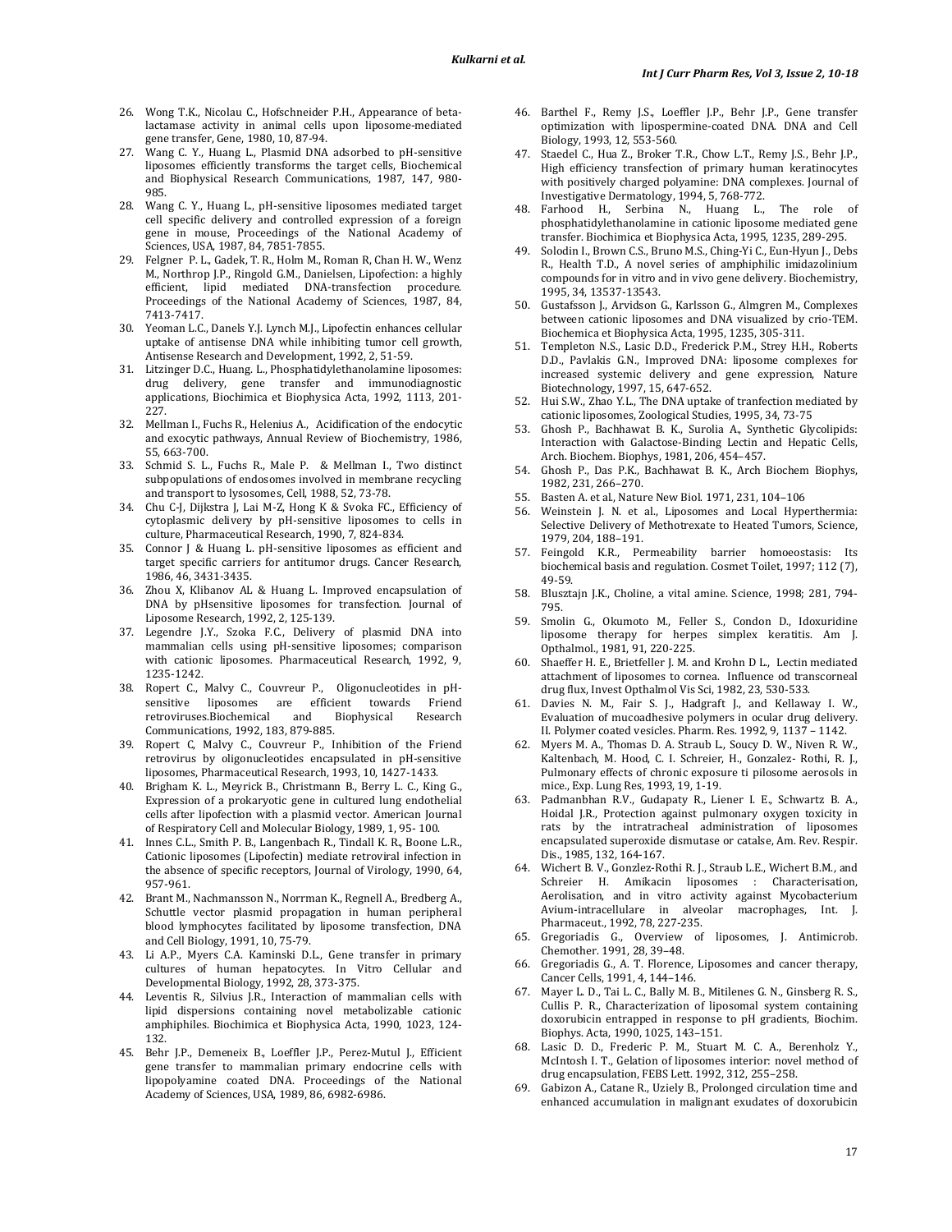26. Wong T.K., Nicolau C., Hofschneider P.H., Appearance of beta-lactamase activity in animal cells upon liposome-mediated gene transfer, Gene, 1980, 10, 87-94.
27. Wang C. Y., Huang L., Plasmid DNA adsorbed to pH-sensitive liposomes efficiently transforms the target cells, Biochemical and Biophysical Research Communications, 1987, 147, 980-985.
28. Wang C. Y., Huang L., pH-sensitive liposomes mediated target cell specific delivery and controlled expression of a foreign gene in mouse, Proceedings of the National Academy of Sciences, USA, 1987, 84, 7851-7855.
29. Felgner P. L., Gadek, T. R., Holm M., Roman R, Chan H. W., Wenz M., Northrop J.P., Ringold G.M., Danielsen, Lipofection: a highly efficient, lipid mediated DNA-transfection procedure. Proceedings of the National Academy of Sciences, 1987, 84, 7413-7417.
30. Yeoman L.C., Danels Y.J. Lynch M.J., Lipofectin enhances cellular uptake of antisense DNA while inhibiting tumor cell growth, Antisense Research and Development, 1992, 2, 51-59.
31. Litzinger D.C., Huang. L., Phosphatidylethanolamine liposomes: drug delivery, gene transfer and immunodiagnostic applications, Biochimica et Biophysica Acta, 1992, 1113, 201-227.
32. Mellman I., Fuchs R., Helenius A., Acidification of the endocytic and exocytic pathways, Annual Review of Biochemistry, 1986, 55, 663-700.
33. Schmid S. L., Fuchs R., Male P. & Mellman I., Two distinct subpopulations of endosomes involved in membrane recycling and transport to lysosomes, Cell, 1988, 52, 73-78.
34. Chu C-J, Dijkstra J, Lai M-Z, Hong K & Svoka FC., Efficiency of cytoplasmic delivery by pH-sensitive liposomes to cells in culture, Pharmaceutical Research, 1990, 7, 824-834.
35. Connor J & Huang L. pH-sensitive liposomes as efficient and target specific carriers for antitumor drugs. Cancer Research, 1986, 46, 3431-3435.
36. Zhou X, Klibanov AL & Huang L. Improved encapsulation of DNA by pHsensitive liposomes for transfection. Journal of Liposome Research, 1992, 2, 125-139.
37. Legendre J.Y., Szoka F.C., Delivery of plasmid DNA into mammalian cells using pH-sensitive liposomes; comparison with cationic liposomes. Pharmaceutical Research, 1992, 9, 1235-1242.
38. Ropert C., Malvy C., Couvreur P., Oligonucleotides in pH-sensitive liposomes are efficient towards Friend retroviruses.Biochemical and Biophysical Research Communications, 1992, 183, 879-885.
39. Ropert C, Malvy C., Couvreur P., Inhibition of the Friend retrovirus by oligonucleotides encapsulated in pH-sensitive liposomes, Pharmaceutical Research, 1993, 10, 1427-1433.
40. Brigham K. L., Meyrick B., Christmann B., Berry L. C., King G., Expression of a prokaryotic gene in cultured lung endothelial cells after lipofection with a plasmid vector. American Journal of Respiratory Cell and Molecular Biology, 1989, 1, 95- 100.
41. Innes C.L., Smith P. B., Langenbach R., Tindall K. R., Boone L.R., Cationic liposomes (Lipofectin) mediate retroviral infection in the absence of specific receptors, Journal of Virology, 1990, 64, 957-961.
42. Brant M., Nachmansson N., Norrman K., Regnell A., Bredberg A., Schuttle vector plasmid propagation in human peripheral blood lymphocytes facilitated by liposome transfection, DNA and Cell Biology, 1991, 10, 75-79.
43. Li A.P., Myers C.A. Kaminski D.L., Gene transfer in primary cultures of human hepatocytes. In Vitro Cellular and Developmental Biology, 1992, 28, 373-375.
44. Leventis R., Silvius J.R., Interaction of mammalian cells with lipid dispersions containing novel metabolizable cationic amphiphiles. Biochimica et Biophysica Acta, 1990, 1023, 124-132.
45. Behr J.P., Demeneix B., Loeffler J.P., Perez-Mutul J., Efficient gene transfer to mammalian primary endocrine cells with lipopolyamine coated DNA. Proceedings of the National Academy of Sciences, USA, 1989, 86, 6982-6986.
46. Barthel F., Remy J.S., Loeffler J.P., Behr J.P., Gene transfer optimization with lipospermine-coated DNA. DNA and Cell Biology, 1993, 12, 553-560.
47. Staedel C., Hua Z., Broker T.R., Chow L.T., Remy J.S., Behr J.P., High efficiency transfection of primary human keratinocytes with positively charged polyamine: DNA complexes. Journal of Investigative Dermatology, 1994, 5, 768-772.
48. Farhood H., Serbina N., Huang L., The role of phosphatidylethanolamine in cationic liposome mediated gene transfer. Biochimica et Biophysica Acta, 1995, 1235, 289-295.
49. Solodin I., Brown C.S., Bruno M.S., Ching-Yi C., Eun-Hyun J., Debs R., Health T.D., A novel series of amphiphilic imidazolinium compounds for in vitro and in vivo gene delivery. Biochemistry, 1995, 34, 13537-13543.
50. Gustafsson J., Arvidson G., Karlsson G., Almgren M., Complexes between cationic liposomes and DNA visualized by crio-TEM. Biochemica et Biophysica Acta, 1995, 1235, 305-311.
51. Templeton N.S., Lasic D.D., Frederick P.M., Strey H.H., Roberts D.D., Pavlakis G.N., Improved DNA: liposome complexes for increased systemic delivery and gene expression, Nature Biotechnology, 1997, 15, 647-652.
52. Hui S.W., Zhao Y.L., The DNA uptake of tranfection mediated by cationic liposomes, Zoological Studies, 1995, 34, 73-75
53. Ghosh P., Bachhawat B. K., Surolia A., Synthetic Glycolipids: Interaction with Galactose-Binding Lectin and Hepatic Cells, Arch. Biochem. Biophys, 1981, 206, 454–457.
54. Ghosh P., Das P.K., Bachhawat B. K., Arch Biochem Biophys, 1982, 231, 266–270.
55. Basten A. et al., Nature New Biol. 1971, 231, 104–106
56. Weinstein J. N. et al., Liposomes and Local Hyperthermia: Selective Delivery of Methotrexate to Heated Tumors, Science, 1979, 204, 188–191.
57. Feingold K.R., Permeability barrier homoeostasis: Its biochemical basis and regulation. Cosmet Toilet, 1997; 112 (7), 49-59.
58. Blusztajn J.K., Choline, a vital amine. Science, 1998; 281, 794-795.
59. Smolin G., Okumoto M., Feller S., Condon D., Idoxuridine liposome therapy for herpes simplex keratitis. Am J. Opthalmol., 1981, 91, 220-225.
60. Shaeffer H. E., Brietfeller J. M. and Krohn D L., Lectin mediated attachment of liposomes to cornea. Influence od transcorneal drug flux, Invest Opthalmol Vis Sci, 1982, 23, 530-533.
61. Davies N. M., Fair S. J., Hadgraft J., and Kellaway I. W., Evaluation of mucoadhesive polymers in ocular drug delivery. II. Polymer coated vesicles. Pharm. Res. 1992, 9, 1137 – 1142.
62. Myers M. A., Thomas D. A. Straub L., Soucy D. W., Niven R. W., Kaltenbach, M. Hood, C. I. Schreier, H., Gonzalez- Rothi, R. J., Pulmonary effects of chronic exposure ti pilosome aerosols in mice., Exp. Lung Res, 1993, 19, 1-19.
63. Padmanbhan R.V., Gudapaty R., Liener I. E., Schwartz B. A., Hoidal J.R., Protection against pulmonary oxygen toxicity in rats by the intratracheal administration of liposomes encapsulated superoxide dismutase or catalse, Am. Rev. Respir. Dis., 1985, 132, 164-167.
64. Wichert B. V., Gonzlez-Rothi R. J., Straub L.E., Wichert B.M., and Schreier H. Amikacin liposomes : Characterisation, Aerolisation, and in vitro activity against Mycobacterium Avium-intracellulare in alveolar macrophages, Int. J. Pharmaceut., 1992, 78, 227-235.
65. Gregoriadis G., Overview of liposomes, J. Antimicrob. Chemother. 1991, 28, 39–48.
66. Gregoriadis G., A. T. Florence, Liposomes and cancer therapy, Cancer Cells, 1991, 4, 144–146.
67. Mayer L. D., Tai L. C., Bally M. B., Mitilenes G. N., Ginsberg R. S., Cullis P. R., Characterization of liposomal system containing doxorubicin entrapped in response to pH gradients, Biochim. Biophys. Acta, 1990, 1025, 143–151.
68. Lasic D. D., Frederic P. M., Stuart M. C. A., Berenholz Y., McIntosh I. T., Gelation of liposomes interior: novel method of drug encapsulation, FEBS Lett. 1992, 312, 255–258.
69. Gabizon A., Catane R., Uziely B., Prolonged circulation time and enhanced accumulation in malignant exudates of doxorubicin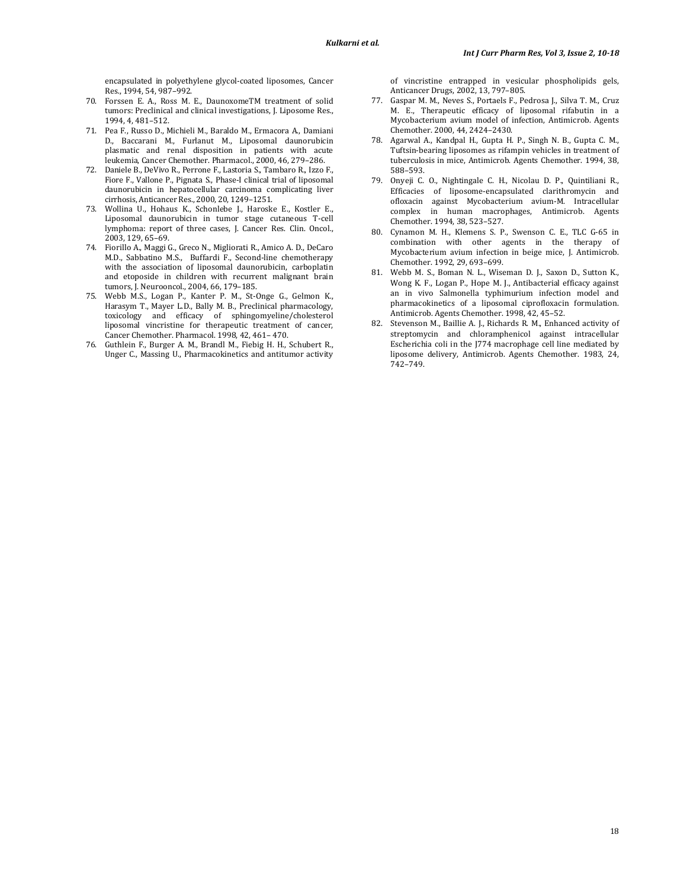encapsulated in polyethylene glycol-coated liposomes, Cancer Res., 1994, 54, 987–992.

70. Forssen E. A., Ross M. E., DaunoxomeTM treatment of solid tumors: Preclinical and clinical investigations, J. Liposome Res., 1994, 4, 481–512.
71. Pea F., Russo D., Michieli M., Baraldo M., Ermacora A., Damiani D., Baccarani M., Furlanut M., Liposomal daunorubicin plasmatic and renal disposition in patients with acute leukemia, Cancer Chemother. Pharmacol., 2000, 46, 279–286.
72. Daniele B., DeVivo R., Perrone F., Lastoria S., Tambaro R., Izzo F., Fiore F., Vallone P., Pignata S., Phase-I clinical trial of liposomal daunorubicin in hepatocellular carcinoma complicating liver cirrhosis, Anticancer Res., 2000, 20, 1249–1251.
73. Wollina U., Hohaus K., Schonlebe J., Haroske E., Kostler E., Liposomal daunorubicin in tumor stage cutaneous T-cell lymphoma: report of three cases, J. Cancer Res. Clin. Oncol., 2003, 129, 65–69.
74. Fiorillo A., Maggi G., Greco N., Migliorati R., Amico A. D., DeCaro M.D., Sabbatino M.S., Buffardi F., Second-line chemotherapy with the association of liposomal daunorubicin, carboplatin and etoposide in children with recurrent malignant brain tumors, J. Neurooncol., 2004, 66, 179–185.
75. Webb M.S., Logan P., Kanter P. M., St-Onge G., Gelmon K., Harasym T., Mayer L.D., Bally M. B., Preclinical pharmacology, toxicology and efficacy of sphingomyeline/cholesterol liposomal vincristine for therapeutic treatment of cancer, Cancer Chemother. Pharmacol. 1998, 42, 461– 470.
76. Guthlein F., Burger A. M., Brandl M., Fiebig H. H., Schubert R., Unger C., Massing U., Pharmacokinetics and antitumor activity of vincristine entrapped in vesicular phospholipids gels, Anticancer Drugs, 2002, 13, 797–805.
77. Gaspar M. M., Neves S., Portaels F., Pedrosa J., Silva T. M., Cruz M. E., Therapeutic efficacy of liposomal rifabutin in a Mycobacterium avium model of infection, Antimicrob. Agents Chemother. 2000, 44, 2424–2430.
78. Agarwal A., Kandpal H., Gupta H. P., Singh N. B., Gupta C. M., Tuftsin-bearing liposomes as rifampin vehicles in treatment of tuberculosis in mice, Antimicrob. Agents Chemother. 1994, 38, 588–593.
79. Onyeji C. O., Nightingale C. H., Nicolau D. P., Quintiliani R., Efficacies of liposome-encapsulated clarithromycin and ofloxacin against Mycobacterium avium-M. Intracellular complex in human macrophages, Antimicrob. Agents Chemother. 1994, 38, 523–527.
80. Cynamon M. H., Klemens S. P., Swenson C. E., TLC G-65 in combination with other agents in the therapy of Mycobacterium avium infection in beige mice, J. Antimicrob. Chemother. 1992, 29, 693–699.
81. Webb M. S., Boman N. L., Wiseman D. J., Saxon D., Sutton K., Wong K. F., Logan P., Hope M. J., Antibacterial efficacy against an in vivo Salmonella typhimurium infection model and pharmacokinetics of a liposomal ciprofloxacin formulation. Antimicrob. Agents Chemother. 1998, 42, 45–52.
82. Stevenson M., Baillie A. J., Richards R. M., Enhanced activity of streptomycin and chloramphenicol against intracellular Escherichia coli in the J774 macrophage cell line mediated by liposome delivery, Antimicrob. Agents Chemother. 1983, 24, 742–749.